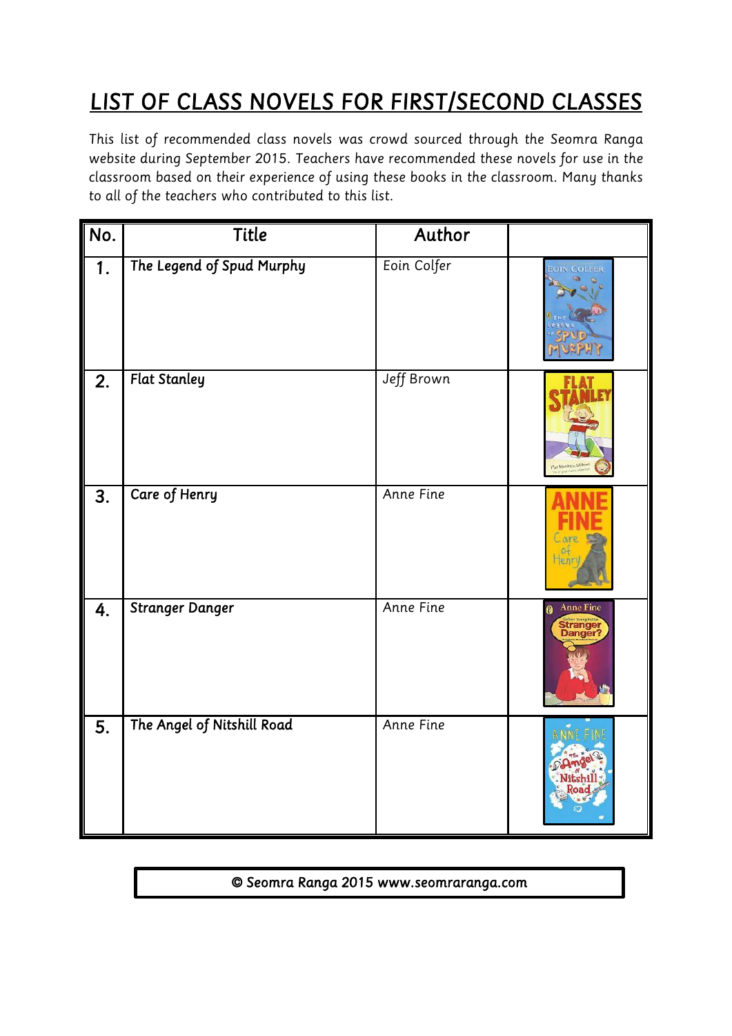# LIST OF CLASS NOVELS FOR FIRST/SECOND CLASSES

This list of recommended class novels was crowd sourced through the Seomra Ranga website during September 2015. Teachers have recommended these novels for use in the classroom based on their experience of using these books in the classroom. Many thanks to all of the teachers who contributed to this list.

| No. | Title | Author | |
|---|---|---|---|
| 1. | The Legend of Spud Murphy | Eoin Colfer | |
| 2. | Flat Stanley | Jeff Brown | |
| 3. | Care of Henry | Anne Fine | |
| 4. | Stranger Danger | Anne Fine | |
| 5. | The Angel of Nitshill Road | Anne Fine | |

© Seomra Ranga 2015 www.seomraranga.com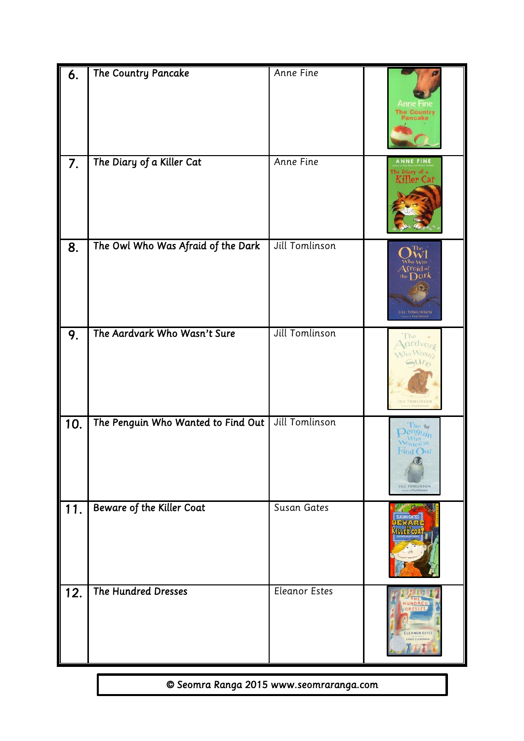| | | | |
|---|---|---|---|
| 6. | The Country Pancake | Anne Fine | |
| 7. | The Diary of a Killer Cat | Anne Fine | |
| 8. | The Owl Who Was Afraid of the Dark | Jill Tomlinson | |
| 9. | The Aardvark Who Wasn't Sure | Jill Tomlinson | |
| 10. | The Penguin Who Wanted to Find Out | Jill Tomlinson | |
| 11. | Beware of the Killer Coat | Susan Gates | |
| 12. | The Hundred Dresses | Eleanor Estes | |

© Seomra Ranga 2015 www.seomraranga.com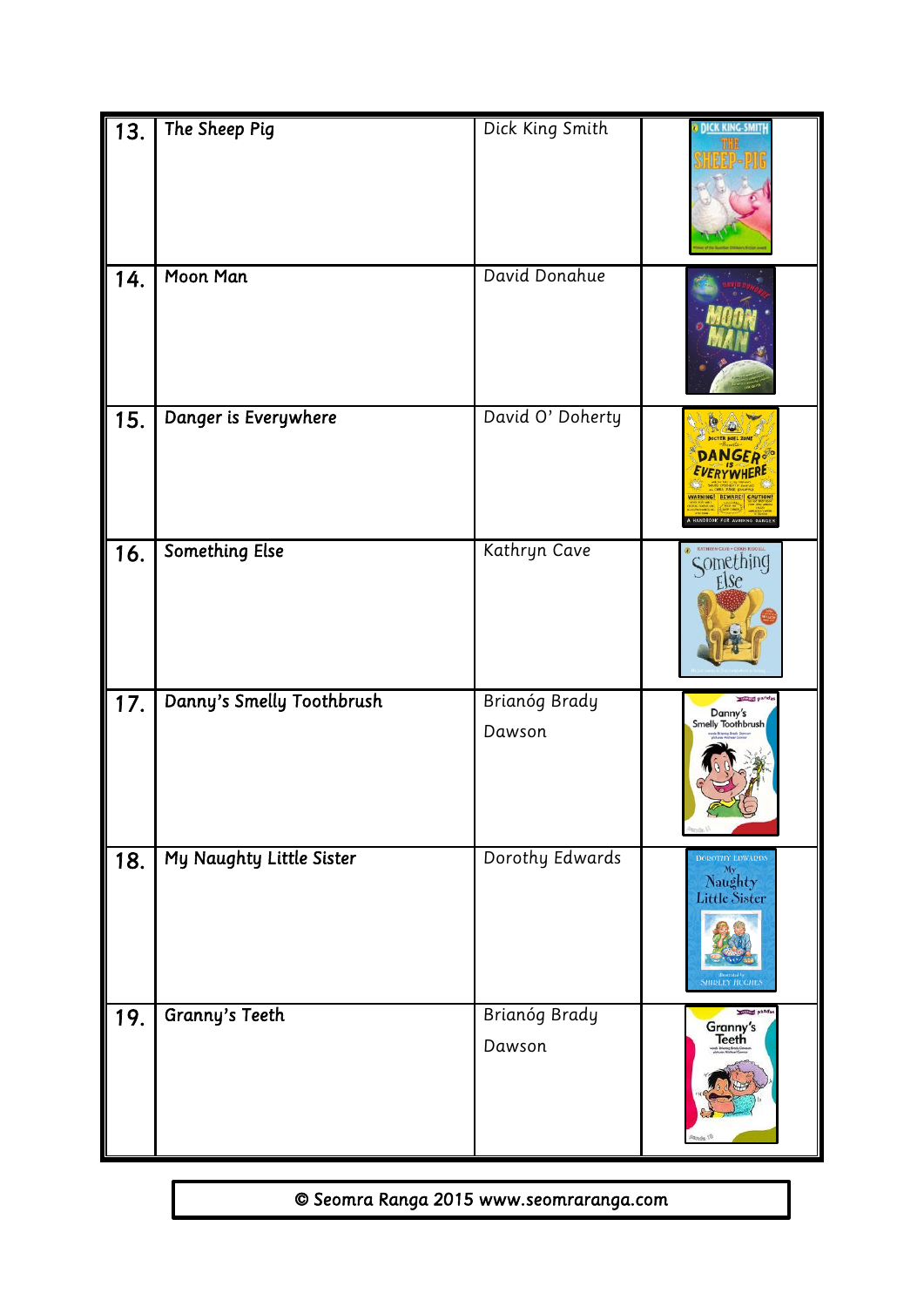| | | | |
|---|---|---|---|
| 13. | The Sheep Pig | Dick King Smith | |
| 14. | Moon Man | David Donahue | |
| 15. | Danger is Everywhere | David O' Doherty | |
| 16. | Something Else | Kathryn Cave | |
| 17. | Danny's Smelly Toothbrush | Brianóg Brady Dawson | |
| 18. | My Naughty Little Sister | Dorothy Edwards | |
| 19. | Granny's Teeth | Brianóg Brady Dawson | |

© Seomra Ranga 2015 www.seomraranga.com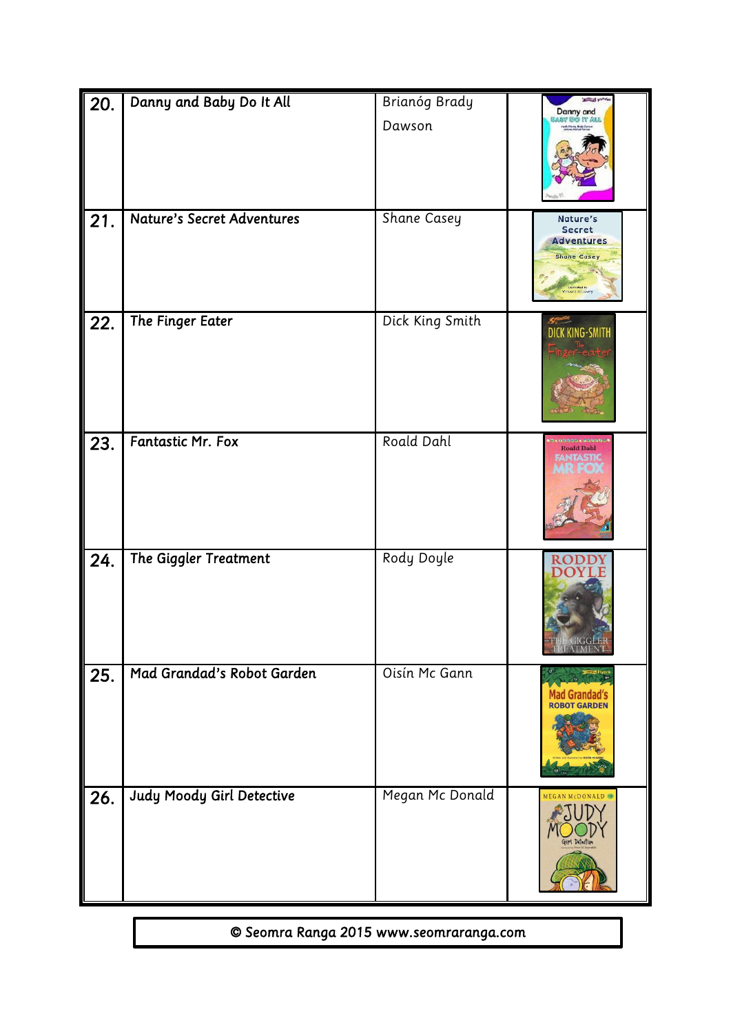| | | | |
|---|---|---|---|
| 20. | Danny and Baby Do It All | Brianóg Brady Dawson | |
| 21. | Nature's Secret Adventures | Shane Casey | |
| 22. | The Finger Eater | Dick King Smith | |
| 23. | Fantastic Mr. Fox | Roald Dahl | |
| 24. | The Giggler Treatment | Rody Doyle | |
| 25. | Mad Grandad's Robot Garden | Oisín Mc Gann | |
| 26. | Judy Moody Girl Detective | Megan Mc Donald | |

© Seomra Ranga 2015 www.seomraranga.com